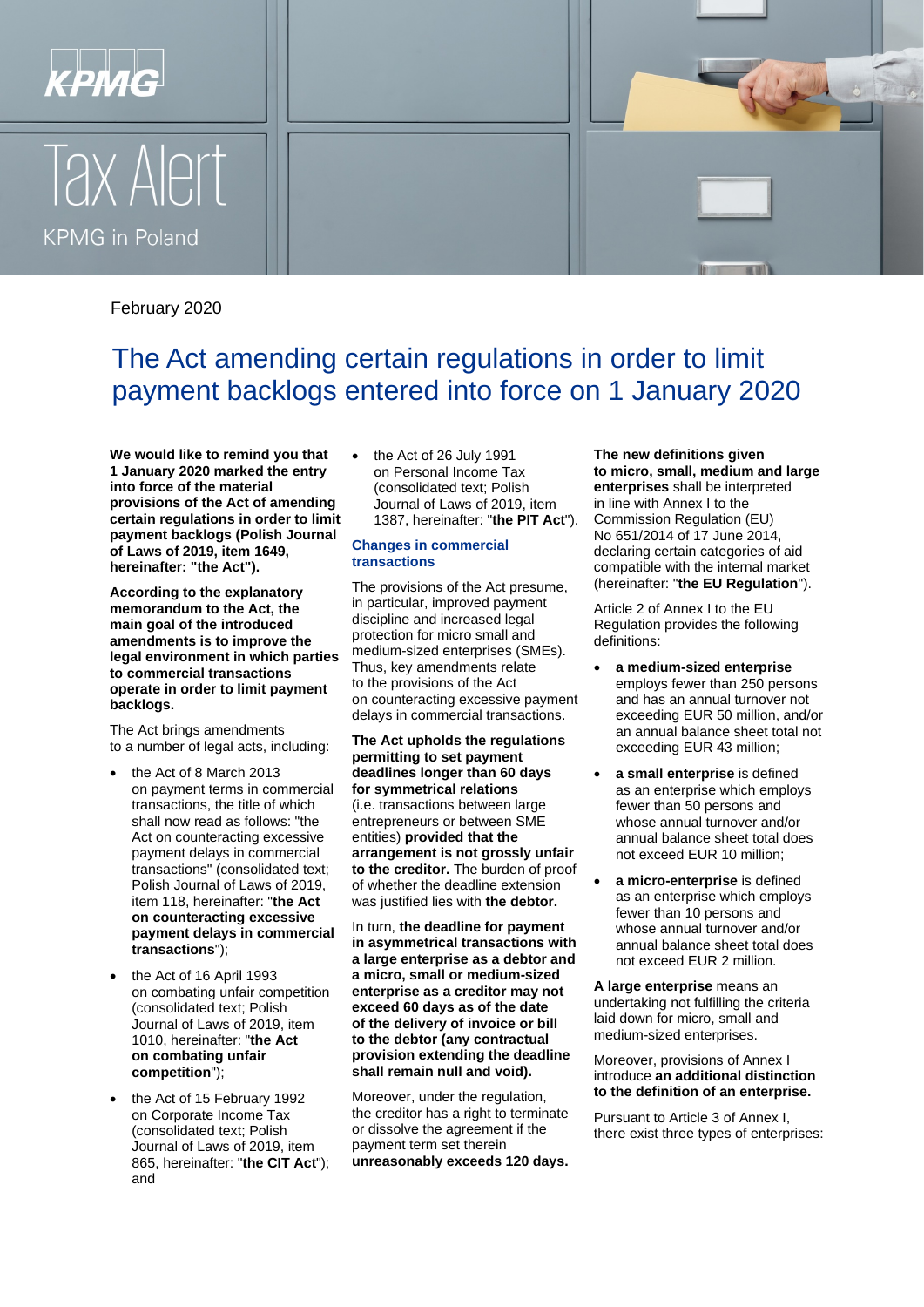KPMG

# Tax Alert

KPMG in Poland

February 2020

## The Act amending certain regulations in order to limit payment backlogs entered into force on 1 January 2020

**We would like to remind you that 1 January 2020 marked the entry into force of the material provisions of the Act of amending certain regulations in order to limit payment backlogs (Polish Journal of Laws of 2019, item 1649, hereinafter: "the Act").**

**According to the explanatory memorandum to the Act, the main goal of the introduced amendments is to improve the legal environment in which parties to commercial transactions operate in order to limit payment backlogs.**

The Act brings amendments to a number of legal acts, including:

- the Act of 8 March 2013 on payment terms in commercial transactions, the title of which shall now read as follows: "the Act on counteracting excessive payment delays in commercial transactions" (consolidated text; Polish Journal of Laws of 2019, item 118, hereinafter: "**the Act on counteracting excessive payment delays in commercial transactions**");
- the Act of 16 April 1993 on combating unfair competition (consolidated text; Polish Journal of Laws of 2019, item 1010, hereinafter: "**the Act on combating unfair competition**");
- the Act of 15 February 1992 on Corporate Income Tax (consolidated text; Polish Journal of Laws of 2019, item 865, hereinafter: "**the CIT Act**"); and
- the Act of 26 July 1991 on Personal Income Tax (consolidated text; Polish Journal of Laws of 2019, item 1387, hereinafter: "**the PIT Act**").

### Changes in commercial transactions

The provisions of the Act presume, in particular, improved payment discipline and increased legal protection for micro small and medium-sized enterprises (SMEs). Thus, key amendments relate to the provisions of the Act on counteracting excessive payment delays in commercial transactions.

**The Act upholds the regulations permitting to set payment deadlines longer than 60 days for symmetrical relations** (i.e. transactions between large entrepreneurs or between SME entities) **provided that the arrangement is not grossly unfair to the creditor.** The burden of proof of whether the deadline extension was justified lies with **the debtor.**

In turn, **the deadline for payment in asymmetrical transactions with a large enterprise as a debtor and a micro, small or medium-sized enterprise as a creditor may not exceed 60 days as of the date of the delivery of invoice or bill to the debtor (any contractual provision extending the deadline shall remain null and void).**

Moreover, under the regulation, the creditor has a right to terminate or dissolve the agreement if the payment term set therein **unreasonably exceeds 120 days.**

**The new definitions given to micro, small, medium and large enterprises** shall be interpreted in line with Annex I to the Commission Regulation (EU) No 651/2014 of 17 June 2014, declaring certain categories of aid compatible with the internal market (hereinafter: "**the EU Regulation**").

Article 2 of Annex I to the EU Regulation provides the following definitions:

- **a medium-sized enterprise** employs fewer than 250 persons and has an annual turnover not exceeding EUR 50 million, and/or an annual balance sheet total not exceeding EUR 43 million;
- **a small enterprise** is defined as an enterprise which employs fewer than 50 persons and whose annual turnover and/or annual balance sheet total does not exceed EUR 10 million;
- **a micro-enterprise** is defined as an enterprise which employs fewer than 10 persons and whose annual turnover and/or annual balance sheet total does not exceed EUR 2 million.

**A large enterprise** means an undertaking not fulfilling the criteria laid down for micro, small and medium-sized enterprises.

Moreover, provisions of Annex I introduce **an additional distinction to the definition of an enterprise.**

Pursuant to Article 3 of Annex I, there exist three types of enterprises: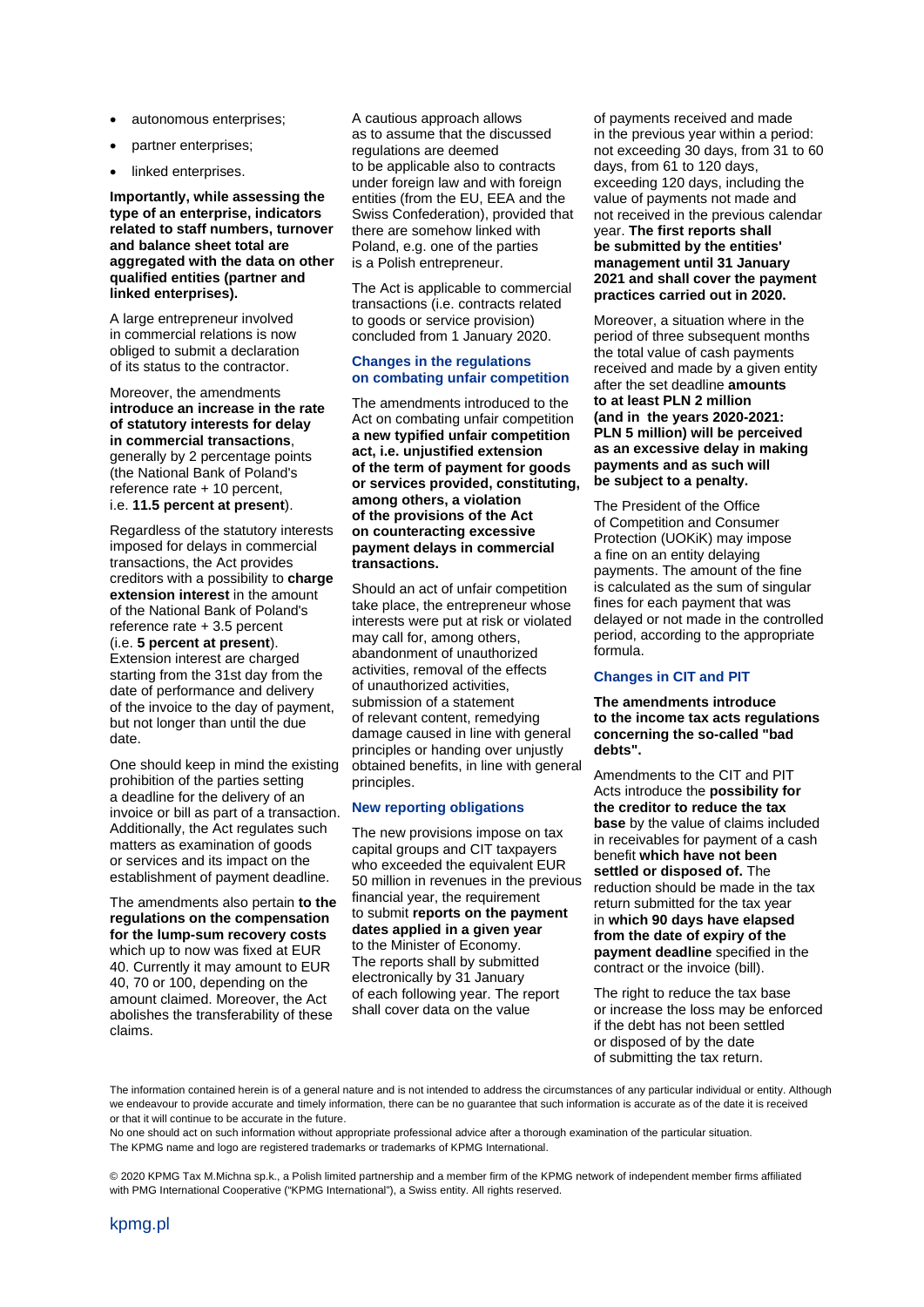- autonomous enterprises;
- partner enterprises;
- linked enterprises.

**Importantly, while assessing the type of an enterprise, indicators related to staff numbers, turnover and balance sheet total are aggregated with the data on other qualified entities (partner and linked enterprises).**

A large entrepreneur involved in commercial relations is now obliged to submit a declaration of its status to the contractor.

Moreover, the amendments **introduce an increase in the rate of statutory interests for delay in commercial transactions**, generally by 2 percentage points (the National Bank of Poland's reference rate + 10 percent, i.e. **11.5 percent at present**).

Regardless of the statutory interests imposed for delays in commercial transactions, the Act provides creditors with a possibility to **charge extension interest** in the amount of the National Bank of Poland's reference rate + 3.5 percent (i.e. **5 percent at present**). Extension interest are charged starting from the 31st day from the date of performance and delivery of the invoice to the day of payment, but not longer than until the due date.

One should keep in mind the existing prohibition of the parties setting a deadline for the delivery of an invoice or bill as part of a transaction. Additionally, the Act regulates such matters as examination of goods or services and its impact on the establishment of payment deadline.

The amendments also pertain **to the regulations on the compensation for the lump-sum recovery costs** which up to now was fixed at EUR 40. Currently it may amount to EUR 40, 70 or 100, depending on the amount claimed. Moreover, the Act abolishes the transferability of these claims.

A cautious approach allows as to assume that the discussed regulations are deemed to be applicable also to contracts under foreign law and with foreign entities (from the EU, EEA and the Swiss Confederation), provided that there are somehow linked with Poland, e.g. one of the parties is a Polish entrepreneur.

The Act is applicable to commercial transactions (i.e. contracts related to goods or service provision) concluded from 1 January 2020.

### Changes in the regulations on combating unfair competition

The amendments introduced to the Act on combating unfair competition **a new typified unfair competition act, i.e. unjustified extension of the term of payment for goods or services provided, constituting, among others, a violation of the provisions of the Act on counteracting excessive payment delays in commercial transactions.**

Should an act of unfair competition take place, the entrepreneur whose interests were put at risk or violated may call for, among others, abandonment of unauthorized activities, removal of the effects of unauthorized activities, submission of a statement of relevant content, remedying damage caused in line with general principles or handing over unjustly obtained benefits, in line with general principles.

### New reporting obligations

The new provisions impose on tax capital groups and CIT taxpayers who exceeded the equivalent EUR 50 million in revenues in the previous financial year, the requirement to submit **reports on the payment dates applied in a given year** to the Minister of Economy. The reports shall by submitted electronically by 31 January of each following year. The report shall cover data on the value of payments received and made in the previous year within a period: not exceeding 30 days, from 31 to 60 days, from 61 to 120 days, exceeding 120 days, including the value of payments not made and not received in the previous calendar year. **The first reports shall be submitted by the entities' management until 31 January 2021 and shall cover the payment practices carried out in 2020.**

Moreover, a situation where in the period of three subsequent months the total value of cash payments received and made by a given entity after the set deadline **amounts to at least PLN 2 million (and in the years 2020-2021: PLN 5 million) will be perceived as an excessive delay in making payments and as such will be subject to a penalty.**

The President of the Office of Competition and Consumer Protection (UOKiK) may impose a fine on an entity delaying payments. The amount of the fine is calculated as the sum of singular fines for each payment that was delayed or not made in the controlled period, according to the appropriate formula.

### Changes in CIT and PIT

**The amendments introduce to the income tax acts regulations concerning the so-called "bad debts".**

Amendments to the CIT and PIT Acts introduce the **possibility for the creditor to reduce the tax base** by the value of claims included in receivables for payment of a cash benefit **which have not been settled or disposed of.** The reduction should be made in the tax return submitted for the tax year in **which 90 days have elapsed from the date of expiry of the payment deadline** specified in the contract or the invoice (bill).

The right to reduce the tax base or increase the loss may be enforced if the debt has not been settled or disposed of by the date of submitting the tax return.

The information contained herein is of a general nature and is not intended to address the circumstances of any particular individual or entity. Although we endeavour to provide accurate and timely information, there can be no guarantee that such information is accurate as of the date it is received or that it will continue to be accurate in the future.

No one should act on such information without appropriate professional advice after a thorough examination of the particular situation.

The KPMG name and logo are registered trademarks or trademarks of KPMG International.

© 2020 KPMG Tax M.Michna sp.k., a Polish limited partnership and a member firm of the KPMG network of independent member firms affiliated with PMG International Cooperative ("KPMG International"), a Swiss entity. All rights reserved.

kpmg.pl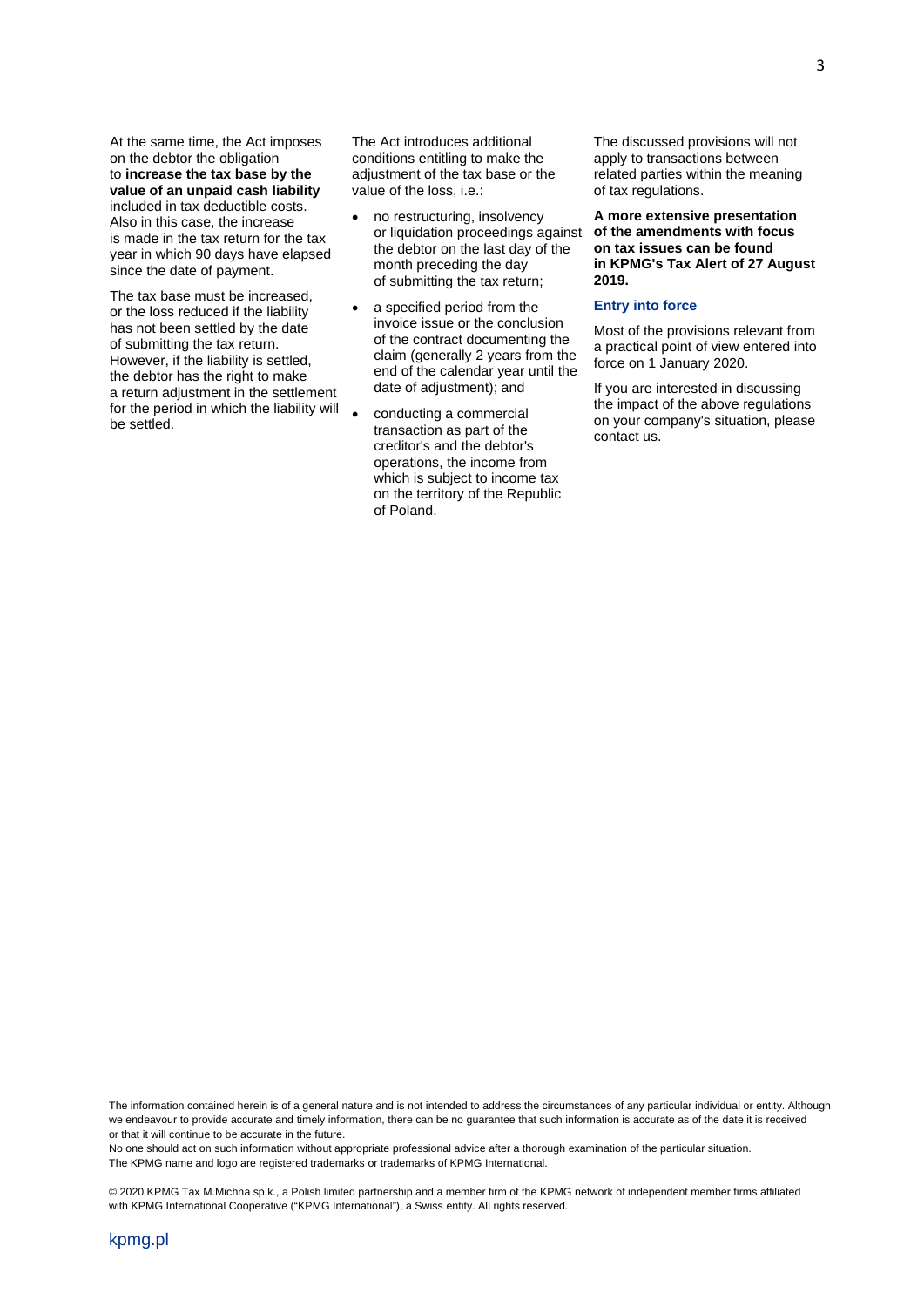At the same time, the Act imposes on the debtor the obligation to **increase the tax base by the value of an unpaid cash liability** included in tax deductible costs. Also in this case, the increase is made in the tax return for the tax year in which 90 days have elapsed since the date of payment.

The tax base must be increased, or the loss reduced if the liability has not been settled by the date of submitting the tax return. However, if the liability is settled, the debtor has the right to make a return adjustment in the settlement for the period in which the liability will be settled.

The Act introduces additional conditions entitling to make the adjustment of the tax base or the value of the loss, i.e.:

- no restructuring, insolvency or liquidation proceedings against the debtor on the last day of the month preceding the day of submitting the tax return;
- a specified period from the invoice issue or the conclusion of the contract documenting the claim (generally 2 years from the end of the calendar year until the date of adjustment); and
- conducting a commercial transaction as part of the creditor's and the debtor's operations, the income from which is subject to income tax on the territory of the Republic of Poland.

The discussed provisions will not apply to transactions between related parties within the meaning of tax regulations.

**A more extensive presentation of the amendments with focus on tax issues can be found in KPMG's Tax Alert of 27 August 2019.**

## Entry into force

Most of the provisions relevant from a practical point of view entered into force on 1 January 2020.

If you are interested in discussing the impact of the above regulations on your company's situation, please contact us.

The information contained herein is of a general nature and is not intended to address the circumstances of any particular individual or entity. Although we endeavour to provide accurate and timely information, there can be no guarantee that such information is accurate as of the date it is received or that it will continue to be accurate in the future.
No one should act on such information without appropriate professional advice after a thorough examination of the particular situation.
The KPMG name and logo are registered trademarks or trademarks of KPMG International.

© 2020 KPMG Tax M.Michna sp.k., a Polish limited partnership and a member firm of the KPMG network of independent member firms affiliated with KPMG International Cooperative ("KPMG International"), a Swiss entity. All rights reserved.

kpmg.pl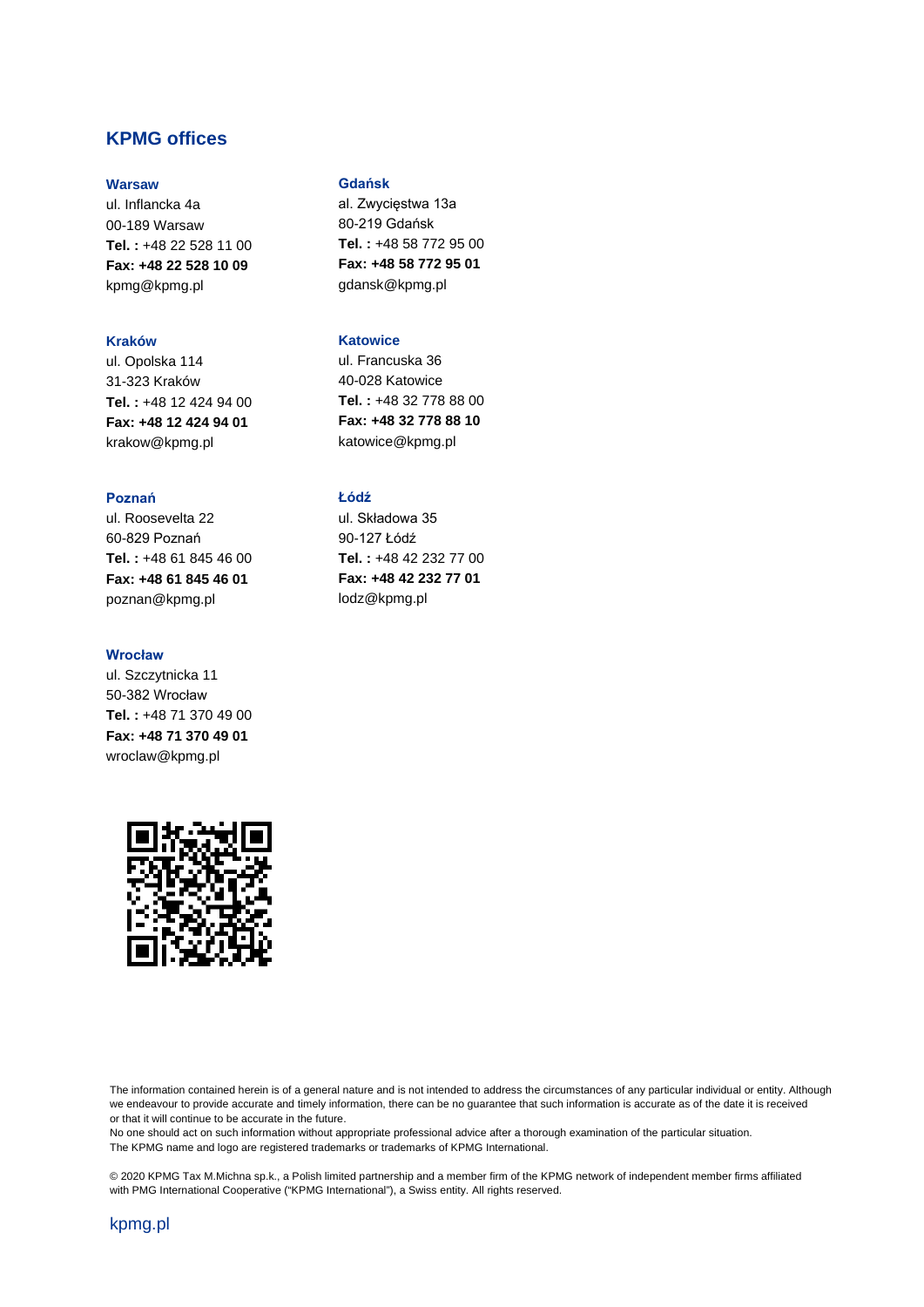## KPMG offices

### Warsaw

ul. Inflancka 4a
00-189 Warsaw
**Tel. :** +48 22 528 11 00
**Fax: +48 22 528 10 09**
kpmg@kpmg.pl

### Gdańsk

al. Zwycięstwa 13a
80-219 Gdańsk
**Tel. :** +48 58 772 95 00
**Fax: +48 58 772 95 01**
gdansk@kpmg.pl

### Kraków

ul. Opolska 114
31-323 Kraków
**Tel. :** +48 12 424 94 00
**Fax: +48 12 424 94 01**
krakow@kpmg.pl

### Katowice

ul. Francuska 36
40-028 Katowice
**Tel. :** +48 32 778 88 00
**Fax: +48 32 778 88 10**
katowice@kpmg.pl

### Poznań

ul. Roosevelta 22
60-829 Poznań
**Tel. :** +48 61 845 46 00
**Fax: +48 61 845 46 01**
poznan@kpmg.pl

### Łódź

ul. Składowa 35
90-127 Łódź
**Tel. :** +48 42 232 77 00
**Fax: +48 42 232 77 01**
lodz@kpmg.pl

### Wrocław

ul. Szczytnicka 11
50-382 Wrocław
**Tel. :** +48 71 370 49 00
**Fax: +48 71 370 49 01**
wroclaw@kpmg.pl

The information contained herein is of a general nature and is not intended to address the circumstances of any particular individual or entity. Although we endeavour to provide accurate and timely information, there can be no guarantee that such information is accurate as of the date it is received or that it will continue to be accurate in the future.
No one should act on such information without appropriate professional advice after a thorough examination of the particular situation.
The KPMG name and logo are registered trademarks or trademarks of KPMG International.

© 2020 KPMG Tax M.Michna sp.k., a Polish limited partnership and a member firm of the KPMG network of independent member firms affiliated with PMG International Cooperative ("KPMG International"), a Swiss entity. All rights reserved.

kpmg.pl